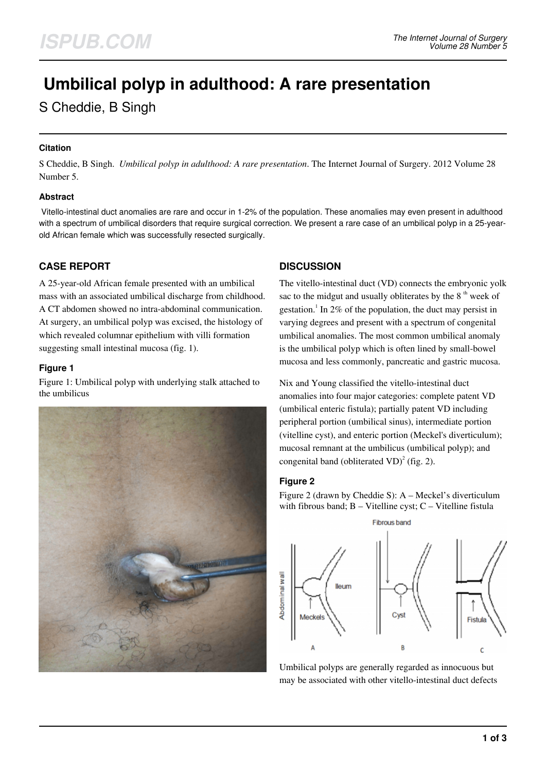# Umbilical polyp in adulthood: A rare presentation

S Cheddie, B Singh

### Citation

S Cheddie, B Singh. *Umbilical polyp in adulthood: A rare presentation*. The Internet Journal of Surgery. 2012 Volume 28 Number 5.

### Abstract

Vitello-intestinal duct anomalies are rare and occur in 1-2% of the population. These anomalies may even present in adulthood with a spectrum of umbilical disorders that require surgical correction. We present a rare case of an umbilical polyp in a 25-year-old African female which was successfully resected surgically.

## CASE REPORT

A 25-year-old African female presented with an umbilical mass with an associated umbilical discharge from childhood. A CT abdomen showed no intra-abdominal communication. At surgery, an umbilical polyp was excised, the histology of which revealed columnar epithelium with villi formation suggesting small intestinal mucosa (fig. 1).

### Figure 1

Figure 1: Umbilical polyp with underlying stalk attached to the umbilicus

## DISCUSSION

The vitello-intestinal duct (VD) connects the embryonic yolk sac to the midgut and usually obliterates by the 8th week of gestation.[1] In 2% of the population, the duct may persist in varying degrees and present with a spectrum of congenital umbilical anomalies. The most common umbilical anomaly is the umbilical polyp which is often lined by small-bowel mucosa and less commonly, pancreatic and gastric mucosa.

Nix and Young classified the vitello-intestinal duct anomalies into four major categories: complete patent VD (umbilical enteric fistula); partially patent VD including peripheral portion (umbilical sinus), intermediate portion (vitelline cyst), and enteric portion (Meckel's diverticulum); mucosal remnant at the umbilicus (umbilical polyp); and congenital band (obliterated VD)[2] (fig. 2).

### Figure 2

Figure 2 (drawn by Cheddie S): A – Meckel's diverticulum with fibrous band; B – Vitelline cyst; C – Vitelline fistula

Umbilical polyps are generally regarded as innocuous but may be associated with other vitello-intestinal duct defects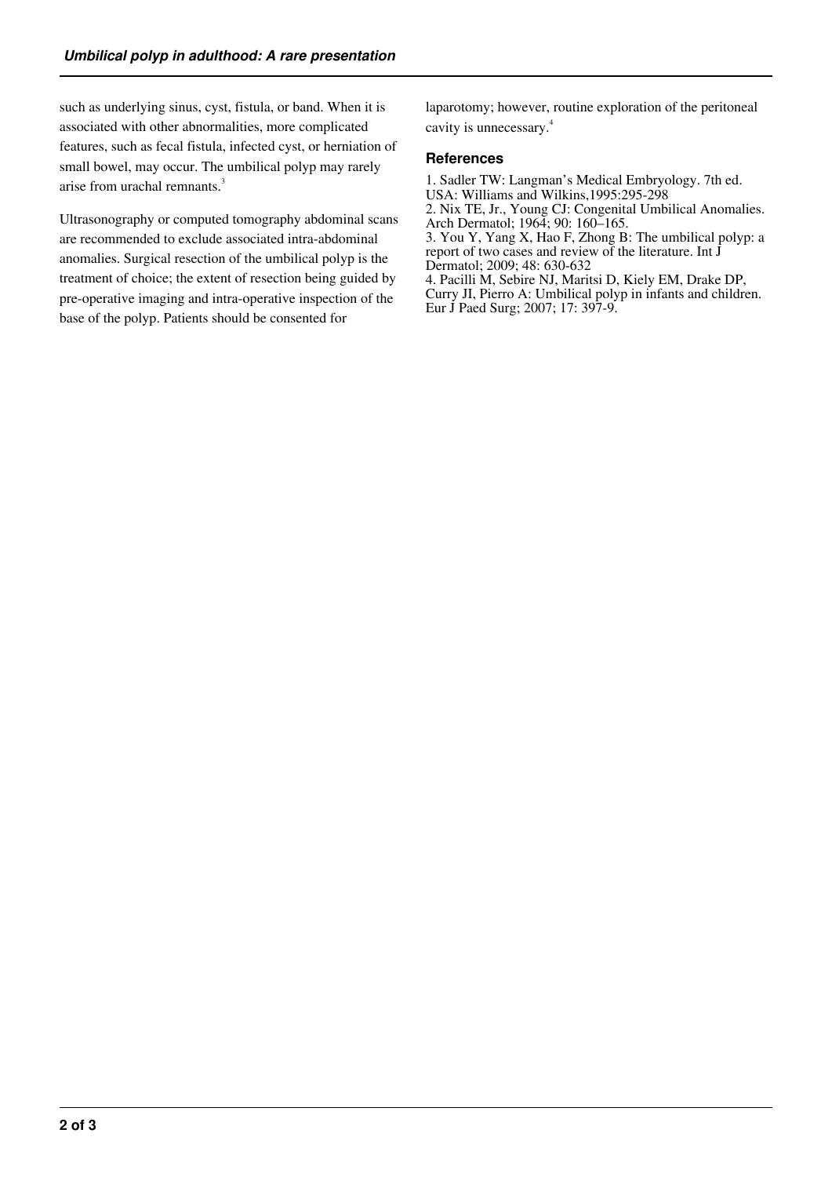such as underlying sinus, cyst, fistula, or band. When it is associated with other abnormalities, more complicated features, such as fecal fistula, infected cyst, or herniation of small bowel, may occur. The umbilical polyp may rarely arise from urachal remnants.[3]

Ultrasonography or computed tomography abdominal scans are recommended to exclude associated intra-abdominal anomalies. Surgical resection of the umbilical polyp is the treatment of choice; the extent of resection being guided by pre-operative imaging and intra-operative inspection of the base of the polyp. Patients should be consented for laparotomy; however, routine exploration of the peritoneal cavity is unnecessary.[4]

### References

1. Sadler TW: Langman's Medical Embryology. 7th ed. USA: Williams and Wilkins,1995:295-298
2. Nix TE, Jr., Young CJ: Congenital Umbilical Anomalies. Arch Dermatol; 1964; 90: 160–165.
3. You Y, Yang X, Hao F, Zhong B: The umbilical polyp: a report of two cases and review of the literature. Int J Dermatol; 2009; 48: 630-632
4. Pacilli M, Sebire NJ, Maritsi D, Kiely EM, Drake DP, Curry JI, Pierro A: Umbilical polyp in infants and children. Eur J Paed Surg; 2007; 17: 397-9.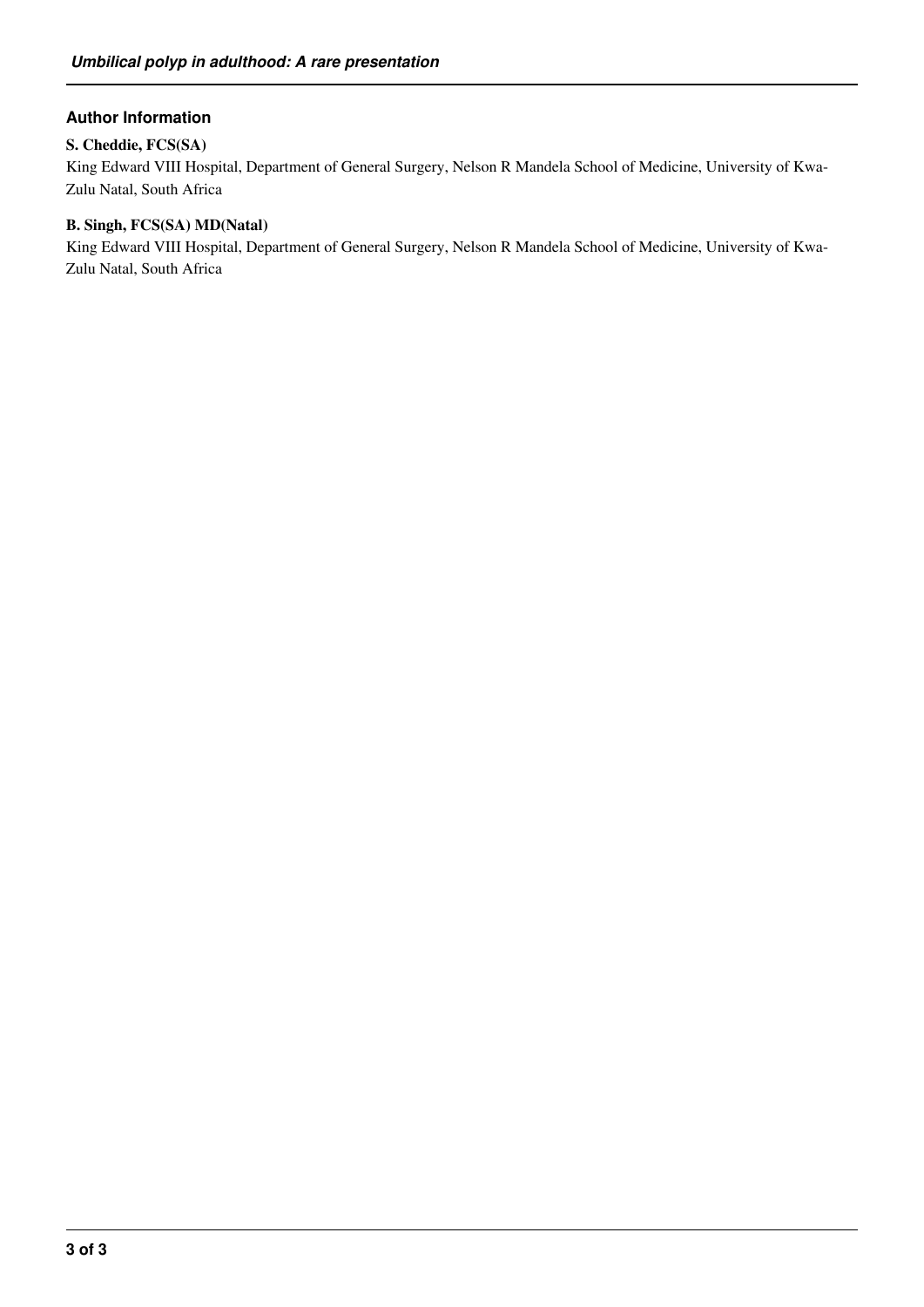## Author Information

**S. Cheddie, FCS(SA)**

King Edward VIII Hospital, Department of General Surgery, Nelson R Mandela School of Medicine, University of Kwa-Zulu Natal, South Africa

**B. Singh, FCS(SA) MD(Natal)**

King Edward VIII Hospital, Department of General Surgery, Nelson R Mandela School of Medicine, University of Kwa-Zulu Natal, South Africa